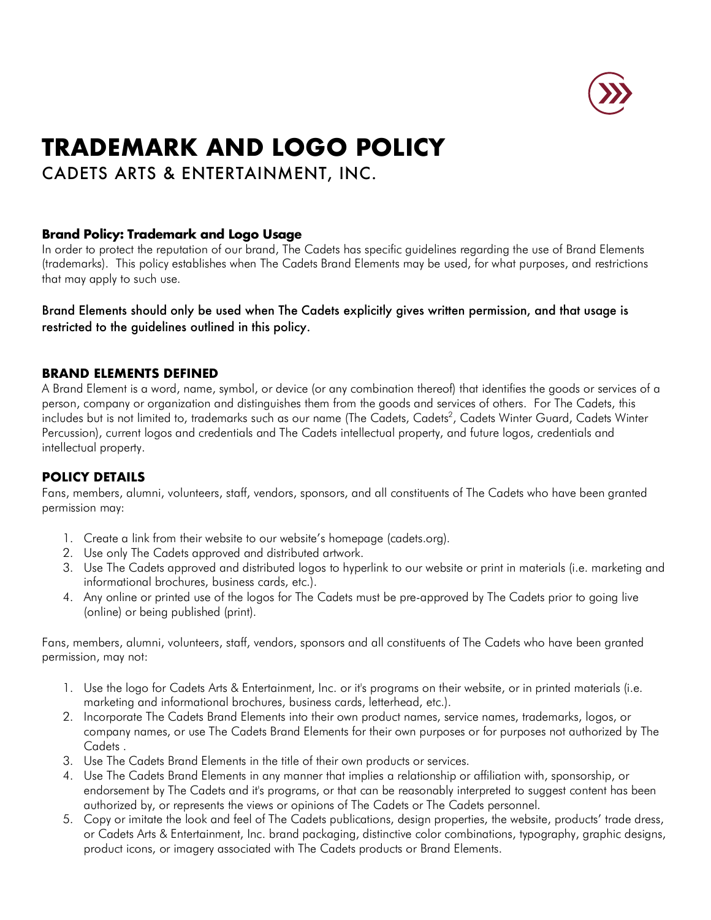# TRADEMARK AND LOGO POLICY

CADETS ARTS & ENTERTAINMENT, INC.

### Brand Policy: Trademark and Logo Usage

In order to protect the reputation of our brand, The Cadets has specific guidelines regarding the use of Brand Elements (trademarks). This policy establishes when The Cadets Brand Elements may be used, for what purposes, and restrictions that may apply to such use.

Brand Elements should only be used when The Cadets explicitly gives written permission, and that usage is restricted to the guidelines outlined in this policy.

## BRAND ELEMENTS DEFINED

A Brand Element is a word, name, symbol, or device (or any combination thereof) that identifies the goods or services of a person, company or organization and distinguishes them from the goods and services of others. For The Cadets, this includes but is not limited to, trademarks such as our name (The Cadets, Cadets$^2$, Cadets Winter Guard, Cadets Winter Percussion), current logos and credentials and The Cadets intellectual property, and future logos, credentials and intellectual property.

## POLICY DETAILS

Fans, members, alumni, volunteers, staff, vendors, sponsors, and all constituents of The Cadets who have been granted permission may:

1. Create a link from their website to our website's homepage (cadets.org).
2. Use only The Cadets approved and distributed artwork.
3. Use The Cadets approved and distributed logos to hyperlink to our website or print in materials (i.e. marketing and informational brochures, business cards, etc.).
4. Any online or printed use of the logos for The Cadets must be pre-approved by The Cadets prior to going live (online) or being published (print).

Fans, members, alumni, volunteers, staff, vendors, sponsors and all constituents of The Cadets who have been granted permission, may not:

1. Use the logo for Cadets Arts & Entertainment, Inc. or it's programs on their website, or in printed materials (i.e. marketing and informational brochures, business cards, letterhead, etc.).
2. Incorporate The Cadets Brand Elements into their own product names, service names, trademarks, logos, or company names, or use The Cadets Brand Elements for their own purposes or for purposes not authorized by The Cadets .
3. Use The Cadets Brand Elements in the title of their own products or services.
4. Use The Cadets Brand Elements in any manner that implies a relationship or affiliation with, sponsorship, or endorsement by The Cadets and it's programs, or that can be reasonably interpreted to suggest content has been authorized by, or represents the views or opinions of The Cadets or The Cadets personnel.
5. Copy or imitate the look and feel of The Cadets publications, design properties, the website, products' trade dress, or Cadets Arts & Entertainment, Inc. brand packaging, distinctive color combinations, typography, graphic designs, product icons, or imagery associated with The Cadets products or Brand Elements.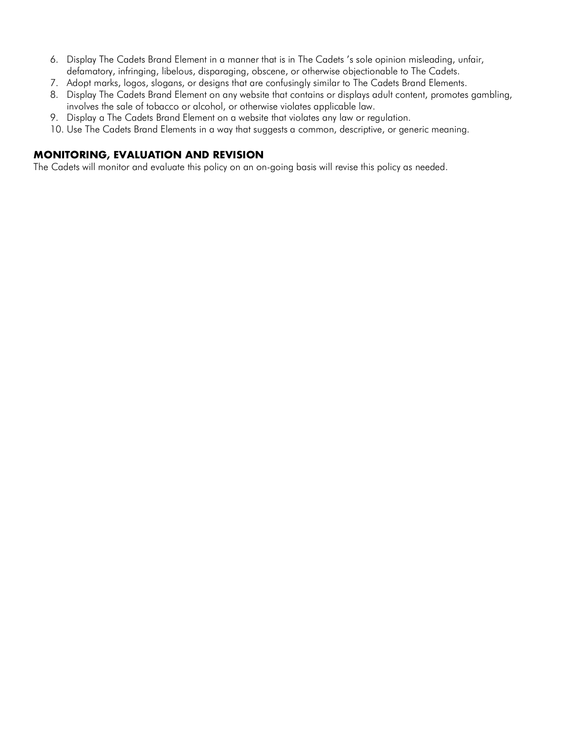6. Display The Cadets Brand Element in a manner that is in The Cadets 's sole opinion misleading, unfair, defamatory, infringing, libelous, disparaging, obscene, or otherwise objectionable to The Cadets.
7. Adopt marks, logos, slogans, or designs that are confusingly similar to The Cadets Brand Elements.
8. Display The Cadets Brand Element on any website that contains or displays adult content, promotes gambling, involves the sale of tobacco or alcohol, or otherwise violates applicable law.
9. Display a The Cadets Brand Element on a website that violates any law or regulation.
10. Use The Cadets Brand Elements in a way that suggests a common, descriptive, or generic meaning.

## MONITORING, EVALUATION AND REVISION

The Cadets will monitor and evaluate this policy on an on-going basis will revise this policy as needed.